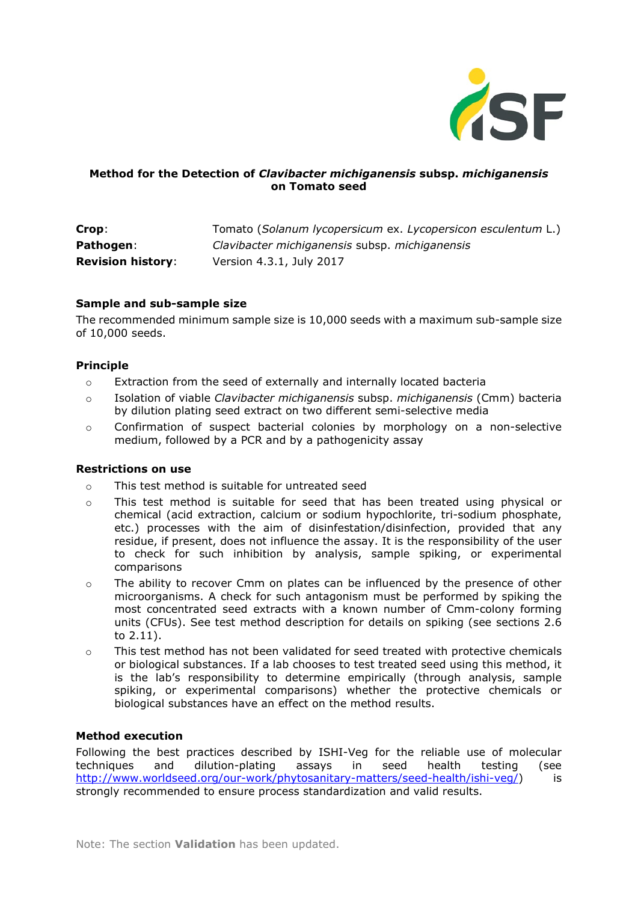**Method for the Detection of *Clavibacter michiganensis* subsp. *michiganensis* on Tomato seed**

| | |
|---|---|
| **Crop**: | Tomato (*Solanum lycopersicum* ex. *Lycopersicon esculentum* L.) |
| **Pathogen**: | *Clavibacter michiganensis* subsp. *michiganensis* |
| **Revision history**: | Version 4.3.1, July 2017 |

## Sample and sub-sample size

The recommended minimum sample size is 10,000 seeds with a maximum sub-sample size of 10,000 seeds.

## Principle

- Extraction from the seed of externally and internally located bacteria
- Isolation of viable *Clavibacter michiganensis* subsp. *michiganensis* (Cmm) bacteria by dilution plating seed extract on two different semi-selective media
- Confirmation of suspect bacterial colonies by morphology on a non-selective medium, followed by a PCR and by a pathogenicity assay

## Restrictions on use

- This test method is suitable for untreated seed
- This test method is suitable for seed that has been treated using physical or chemical (acid extraction, calcium or sodium hypochlorite, tri-sodium phosphate, etc.) processes with the aim of disinfestation/disinfection, provided that any residue, if present, does not influence the assay. It is the responsibility of the user to check for such inhibition by analysis, sample spiking, or experimental comparisons
- The ability to recover Cmm on plates can be influenced by the presence of other microorganisms. A check for such antagonism must be performed by spiking the most concentrated seed extracts with a known number of Cmm-colony forming units (CFUs). See test method description for details on spiking (see sections 2.6 to 2.11).
- This test method has not been validated for seed treated with protective chemicals or biological substances. If a lab chooses to test treated seed using this method, it is the lab's responsibility to determine empirically (through analysis, sample spiking, or experimental comparisons) whether the protective chemicals or biological substances have an effect on the method results.

## Method execution

Following the best practices described by ISHI-Veg for the reliable use of molecular techniques and dilution-plating assays in seed health testing (see http://www.worldseed.org/our-work/phytosanitary-matters/seed-health/ishi-veg/) is strongly recommended to ensure process standardization and valid results.

Note: The section **Validation** has been updated.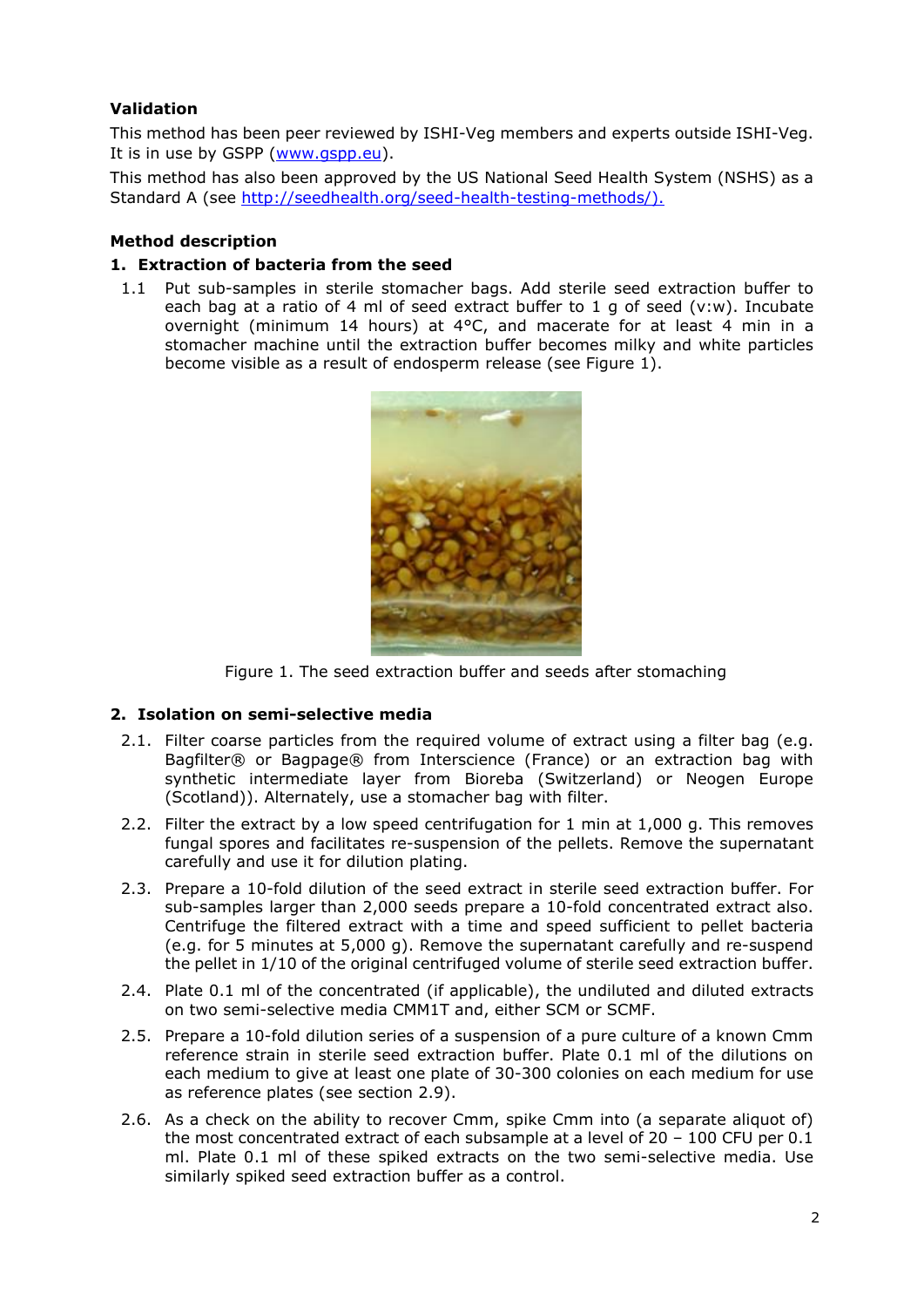**Validation**

This method has been peer reviewed by ISHI-Veg members and experts outside ISHI-Veg. It is in use by GSPP (www.gspp.eu).

This method has also been approved by the US National Seed Health System (NSHS) as a Standard A (see http://seedhealth.org/seed-health-testing-methods/).

**Method description**

**1. Extraction of bacteria from the seed**

1.1 Put sub-samples in sterile stomacher bags. Add sterile seed extraction buffer to each bag at a ratio of 4 ml of seed extract buffer to 1 g of seed (v:w). Incubate overnight (minimum 14 hours) at 4°C, and macerate for at least 4 min in a stomacher machine until the extraction buffer becomes milky and white particles become visible as a result of endosperm release (see Figure 1).

Figure 1. The seed extraction buffer and seeds after stomaching

**2. Isolation on semi-selective media**

2.1. Filter coarse particles from the required volume of extract using a filter bag (e.g. Bagfilter® or Bagpage® from Interscience (France) or an extraction bag with synthetic intermediate layer from Bioreba (Switzerland) or Neogen Europe (Scotland)). Alternately, use a stomacher bag with filter.

2.2. Filter the extract by a low speed centrifugation for 1 min at 1,000 g. This removes fungal spores and facilitates re-suspension of the pellets. Remove the supernatant carefully and use it for dilution plating.

2.3. Prepare a 10-fold dilution of the seed extract in sterile seed extraction buffer. For sub-samples larger than 2,000 seeds prepare a 10-fold concentrated extract also. Centrifuge the filtered extract with a time and speed sufficient to pellet bacteria (e.g. for 5 minutes at 5,000 g). Remove the supernatant carefully and re-suspend the pellet in 1/10 of the original centrifuged volume of sterile seed extraction buffer.

2.4. Plate 0.1 ml of the concentrated (if applicable), the undiluted and diluted extracts on two semi-selective media CMM1T and, either SCM or SCMF.

2.5. Prepare a 10-fold dilution series of a suspension of a pure culture of a known Cmm reference strain in sterile seed extraction buffer. Plate 0.1 ml of the dilutions on each medium to give at least one plate of 30-300 colonies on each medium for use as reference plates (see section 2.9).

2.6. As a check on the ability to recover Cmm, spike Cmm into (a separate aliquot of) the most concentrated extract of each subsample at a level of 20 – 100 CFU per 0.1 ml. Plate 0.1 ml of these spiked extracts on the two semi-selective media. Use similarly spiked seed extraction buffer as a control.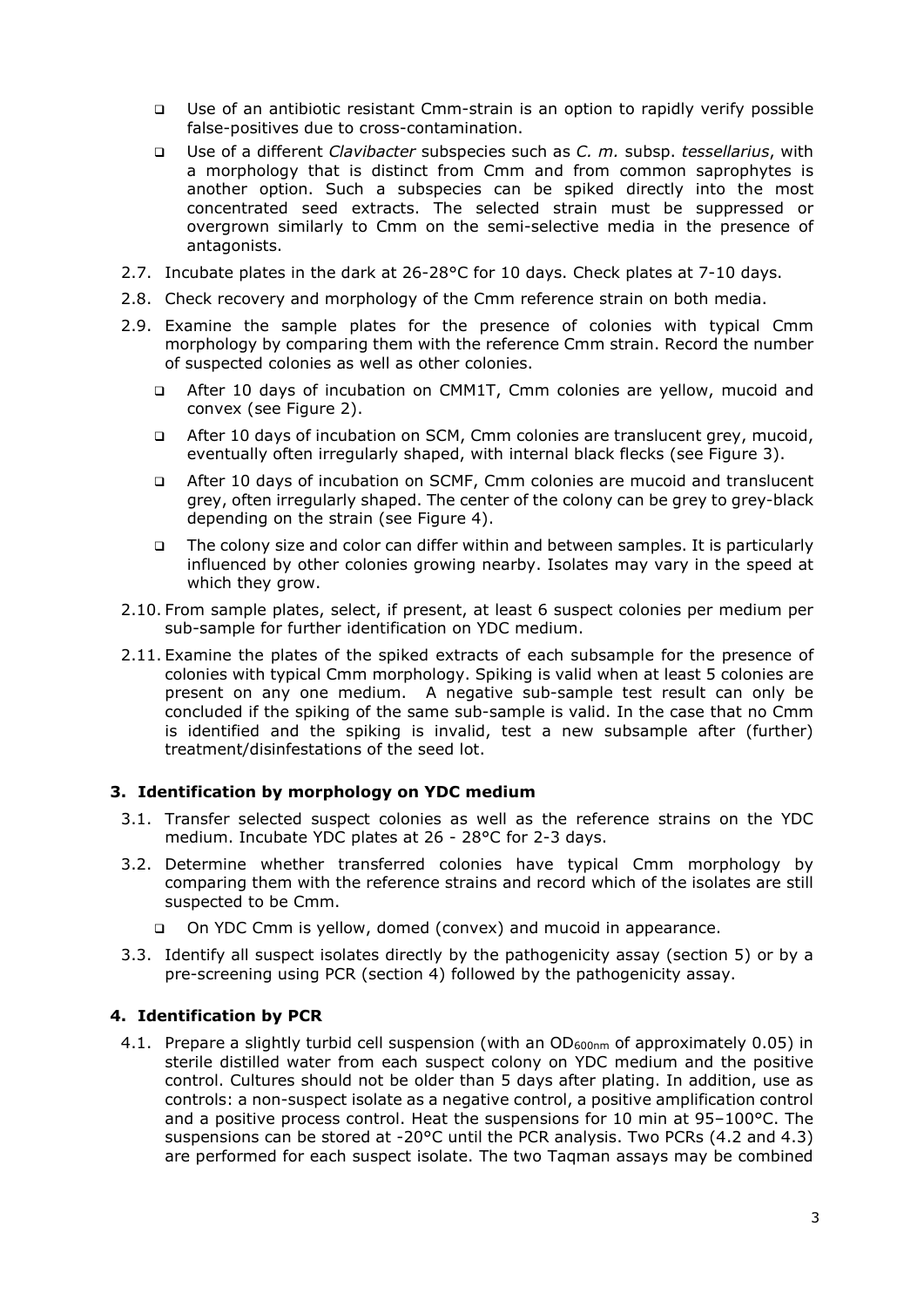- Use of an antibiotic resistant Cmm-strain is an option to rapidly verify possible false-positives due to cross-contamination.
- Use of a different *Clavibacter* subspecies such as *C. m.* subsp. *tessellarius*, with a morphology that is distinct from Cmm and from common saprophytes is another option. Such a subspecies can be spiked directly into the most concentrated seed extracts. The selected strain must be suppressed or overgrown similarly to Cmm on the semi-selective media in the presence of antagonists.

2.7. Incubate plates in the dark at 26-28°C for 10 days. Check plates at 7-10 days.

2.8. Check recovery and morphology of the Cmm reference strain on both media.

2.9. Examine the sample plates for the presence of colonies with typical Cmm morphology by comparing them with the reference Cmm strain. Record the number of suspected colonies as well as other colonies.

- After 10 days of incubation on CMM1T, Cmm colonies are yellow, mucoid and convex (see Figure 2).
- After 10 days of incubation on SCM, Cmm colonies are translucent grey, mucoid, eventually often irregularly shaped, with internal black flecks (see Figure 3).
- After 10 days of incubation on SCMF, Cmm colonies are mucoid and translucent grey, often irregularly shaped. The center of the colony can be grey to grey-black depending on the strain (see Figure 4).
- The colony size and color can differ within and between samples. It is particularly influenced by other colonies growing nearby. Isolates may vary in the speed at which they grow.

2.10. From sample plates, select, if present, at least 6 suspect colonies per medium per sub-sample for further identification on YDC medium.

2.11. Examine the plates of the spiked extracts of each subsample for the presence of colonies with typical Cmm morphology. Spiking is valid when at least 5 colonies are present on any one medium. A negative sub-sample test result can only be concluded if the spiking of the same sub-sample is valid. In the case that no Cmm is identified and the spiking is invalid, test a new subsample after (further) treatment/disinfestations of the seed lot.

### 3. Identification by morphology on YDC medium

3.1. Transfer selected suspect colonies as well as the reference strains on the YDC medium. Incubate YDC plates at 26 - 28°C for 2-3 days.

3.2. Determine whether transferred colonies have typical Cmm morphology by comparing them with the reference strains and record which of the isolates are still suspected to be Cmm.

- On YDC Cmm is yellow, domed (convex) and mucoid in appearance.

3.3. Identify all suspect isolates directly by the pathogenicity assay (section 5) or by a pre-screening using PCR (section 4) followed by the pathogenicity assay.

### 4. Identification by PCR

4.1. Prepare a slightly turbid cell suspension (with an $OD_{600nm}$ of approximately 0.05) in sterile distilled water from each suspect colony on YDC medium and the positive control. Cultures should not be older than 5 days after plating. In addition, use as controls: a non-suspect isolate as a negative control, a positive amplification control and a positive process control. Heat the suspensions for 10 min at 95–100°C. The suspensions can be stored at -20°C until the PCR analysis. Two PCRs (4.2 and 4.3) are performed for each suspect isolate. The two Taqman assays may be combined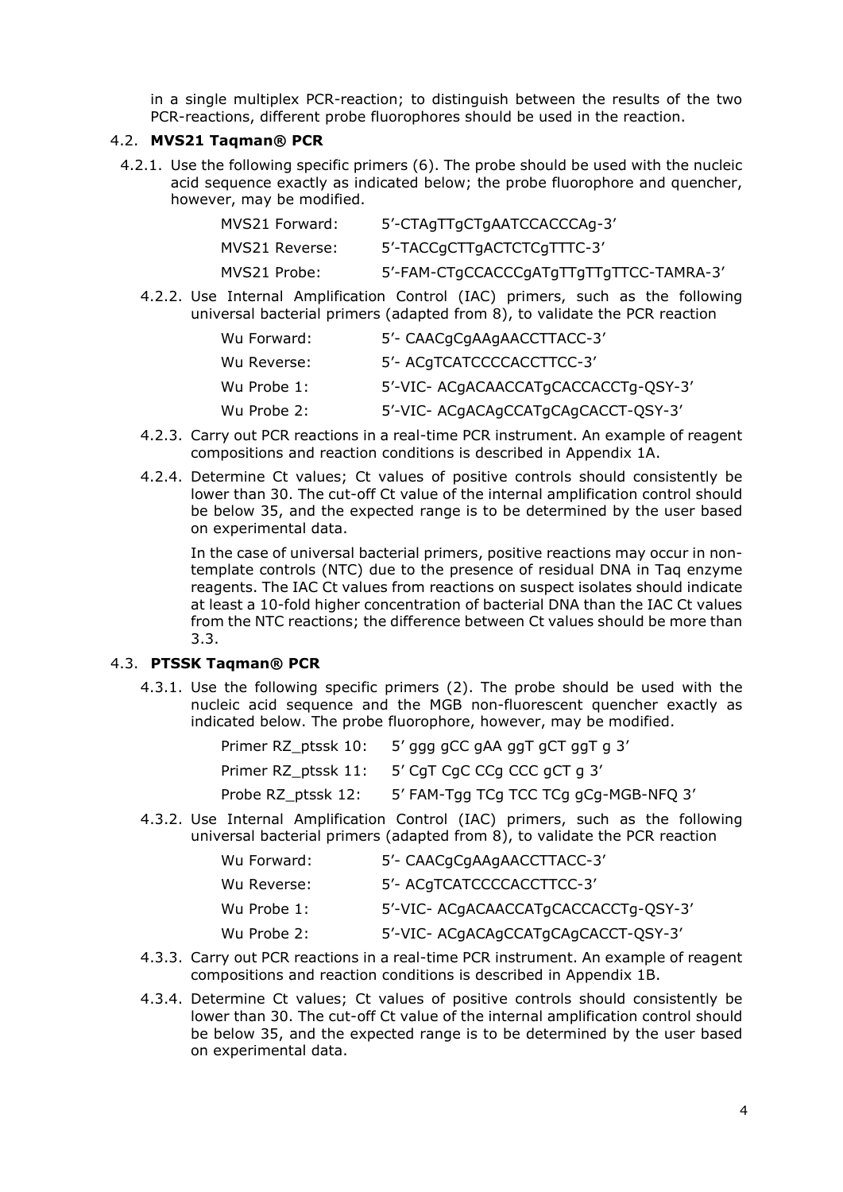in a single multiplex PCR-reaction; to distinguish between the results of the two PCR-reactions, different probe fluorophores should be used in the reaction.

## 4.2. MVS21 Taqman® PCR

4.2.1. Use the following specific primers (6). The probe should be used with the nucleic acid sequence exactly as indicated below; the probe fluorophore and quencher, however, may be modified.

| | |
|---|---|
| MVS21 Forward: | 5'-CTAgTTgCTgAATCCACCCAg-3' |
| MVS21 Reverse: | 5'-TACCgCTTgACTCTCgTTTC-3' |
| MVS21 Probe: | 5'-FAM-CTgCCACCCgATgTTgTTgTTCC-TAMRA-3' |

4.2.2. Use Internal Amplification Control (IAC) primers, such as the following universal bacterial primers (adapted from 8), to validate the PCR reaction

| | |
|---|---|
| Wu Forward: | 5'- CAACgCgAAgAACCTTACC-3' |
| Wu Reverse: | 5'- ACgTCATCCCCACCTTCC-3' |
| Wu Probe 1: | 5'-VIC- ACgACAACCATgCACCACCTg-QSY-3' |
| Wu Probe 2: | 5'-VIC- ACgACAgCCATgCAgCACCT-QSY-3' |

4.2.3. Carry out PCR reactions in a real-time PCR instrument. An example of reagent compositions and reaction conditions is described in Appendix 1A.

4.2.4. Determine Ct values; Ct values of positive controls should consistently be lower than 30. The cut-off Ct value of the internal amplification control should be below 35, and the expected range is to be determined by the user based on experimental data.

In the case of universal bacterial primers, positive reactions may occur in non-template controls (NTC) due to the presence of residual DNA in Taq enzyme reagents. The IAC Ct values from reactions on suspect isolates should indicate at least a 10-fold higher concentration of bacterial DNA than the IAC Ct values from the NTC reactions; the difference between Ct values should be more than 3.3.

## 4.3. PTSSK Taqman® PCR

4.3.1. Use the following specific primers (2). The probe should be used with the nucleic acid sequence and the MGB non-fluorescent quencher exactly as indicated below. The probe fluorophore, however, may be modified.

| | |
|---|---|
| Primer RZ_ptssk 10: | 5' ggg gCC gAA ggT gCT ggT g 3' |
| Primer RZ_ptssk 11: | 5' CgT CgC CCg CCC gCT g 3' |
| Probe RZ_ptssk 12: | 5' FAM-Tgg TCg TCC TCg gCg-MGB-NFQ 3' |

4.3.2. Use Internal Amplification Control (IAC) primers, such as the following universal bacterial primers (adapted from 8), to validate the PCR reaction

| | |
|---|---|
| Wu Forward: | 5'- CAACgCgAAgAACCTTACC-3' |
| Wu Reverse: | 5'- ACgTCATCCCCACCTTCC-3' |
| Wu Probe 1: | 5'-VIC- ACgACAACCATgCACCACCTg-QSY-3' |
| Wu Probe 2: | 5'-VIC- ACgACAgCCATgCAgCACCT-QSY-3' |

4.3.3. Carry out PCR reactions in a real-time PCR instrument. An example of reagent compositions and reaction conditions is described in Appendix 1B.

4.3.4. Determine Ct values; Ct values of positive controls should consistently be lower than 30. The cut-off Ct value of the internal amplification control should be below 35, and the expected range is to be determined by the user based on experimental data.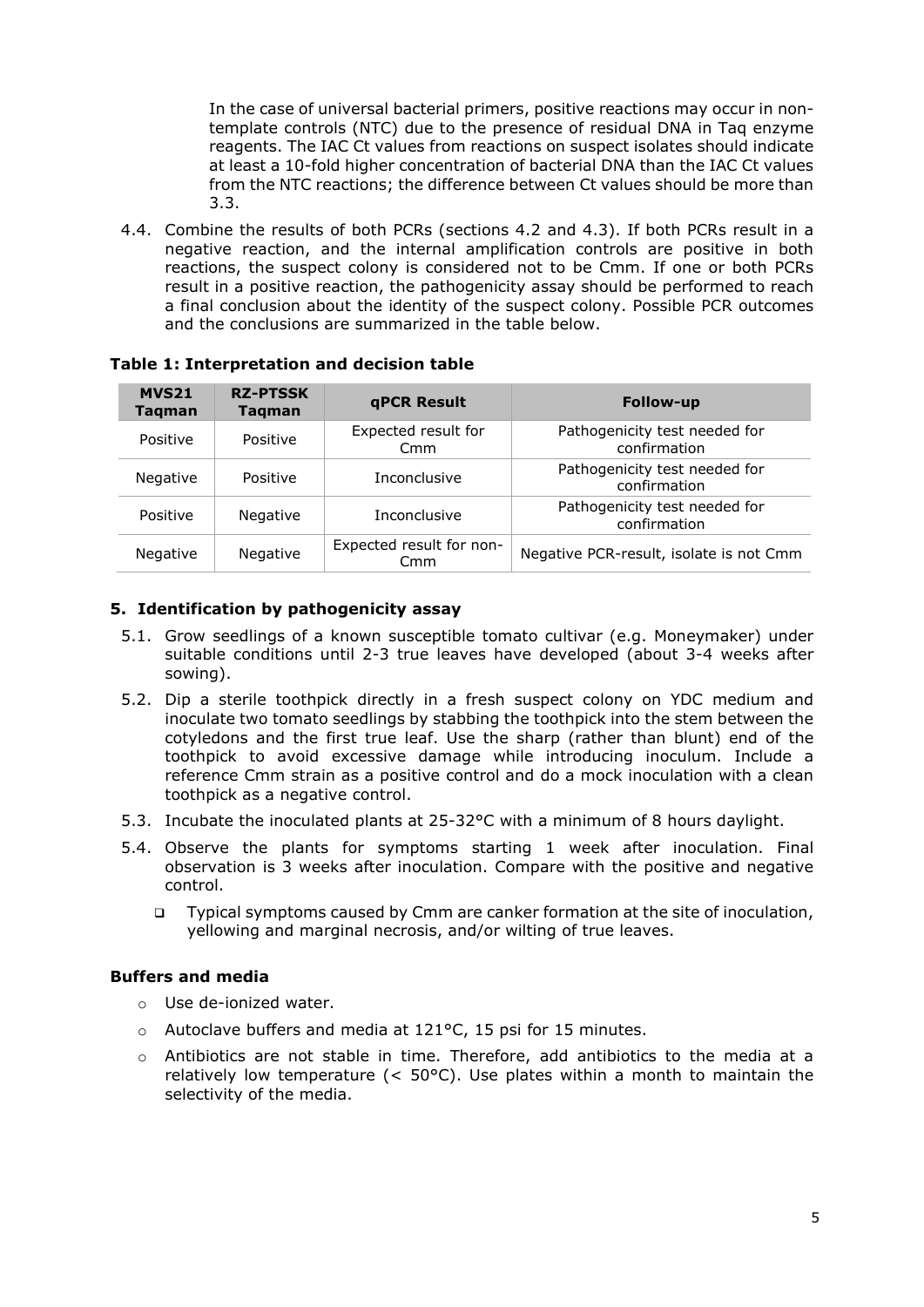In the case of universal bacterial primers, positive reactions may occur in non-template controls (NTC) due to the presence of residual DNA in Taq enzyme reagents. The IAC Ct values from reactions on suspect isolates should indicate at least a 10-fold higher concentration of bacterial DNA than the IAC Ct values from the NTC reactions; the difference between Ct values should be more than 3.3.

4.4. Combine the results of both PCRs (sections 4.2 and 4.3). If both PCRs result in a negative reaction, and the internal amplification controls are positive in both reactions, the suspect colony is considered not to be Cmm. If one or both PCRs result in a positive reaction, the pathogenicity assay should be performed to reach a final conclusion about the identity of the suspect colony. Possible PCR outcomes and the conclusions are summarized in the table below.

**Table 1: Interpretation and decision table**

| MVS21 Taqman | RZ-PTSSK Taqman | qPCR Result | Follow-up |
|---|---|---|---|
| Positive | Positive | Expected result for Cmm | Pathogenicity test needed for confirmation |
| Negative | Positive | Inconclusive | Pathogenicity test needed for confirmation |
| Positive | Negative | Inconclusive | Pathogenicity test needed for confirmation |
| Negative | Negative | Expected result for non-Cmm | Negative PCR-result, isolate is not Cmm |

## 5. Identification by pathogenicity assay

5.1. Grow seedlings of a known susceptible tomato cultivar (e.g. Moneymaker) under suitable conditions until 2-3 true leaves have developed (about 3-4 weeks after sowing).

5.2. Dip a sterile toothpick directly in a fresh suspect colony on YDC medium and inoculate two tomato seedlings by stabbing the toothpick into the stem between the cotyledons and the first true leaf. Use the sharp (rather than blunt) end of the toothpick to avoid excessive damage while introducing inoculum. Include a reference Cmm strain as a positive control and do a mock inoculation with a clean toothpick as a negative control.

5.3. Incubate the inoculated plants at 25-32°C with a minimum of 8 hours daylight.

5.4. Observe the plants for symptoms starting 1 week after inoculation. Final observation is 3 weeks after inoculation. Compare with the positive and negative control.

- Typical symptoms caused by Cmm are canker formation at the site of inoculation, yellowing and marginal necrosis, and/or wilting of true leaves.

### Buffers and media

- Use de-ionized water.
- Autoclave buffers and media at 121°C, 15 psi for 15 minutes.
- Antibiotics are not stable in time. Therefore, add antibiotics to the media at a relatively low temperature (< 50°C). Use plates within a month to maintain the selectivity of the media.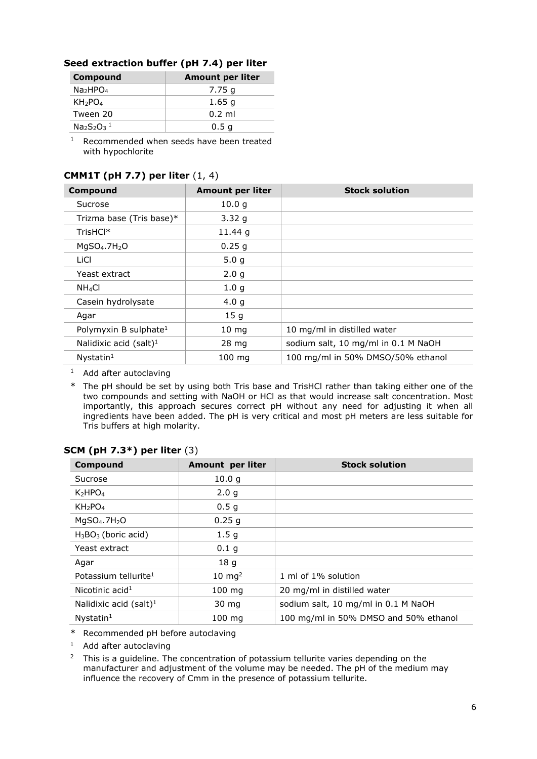### Seed extraction buffer (pH 7.4) per liter

| Compound | Amount per liter |
| --- | --- |
| $Na_2HPO_4$ | 7.75 g |
| $KH_2PO_4$ | 1.65 g |
| Tween 20 | 0.2 ml |
| $Na_2S_2O_3$ [1] | 0.5 g |

[1] Recommended when seeds have been treated with hypochlorite

### CMM1T (pH 7.7) per liter (1, 4)

| Compound | Amount per liter | Stock solution |
| --- | --- | --- |
| Sucrose | 10.0 g | |
| Trizma base (Tris base)* | 3.32 g | |
| TrisHCl* | 11.44 g | |
| $MgSO_4.7H_2O$ | 0.25 g | |
| LiCl | 5.0 g | |
| Yeast extract | 2.0 g | |
| $NH_4Cl$ | 1.0 g | |
| Casein hydrolysate | 4.0 g | |
| Agar | 15 g | |
| Polymyxin B sulphate[1] | 10 mg | 10 mg/ml in distilled water |
| Nalidixic acid (salt)[1] | 28 mg | sodium salt, 10 mg/ml in 0.1 M NaOH |
| Nystatin[1] | 100 mg | 100 mg/ml in 50% DMSO/50% ethanol |

[1] Add after autoclaving

* The pH should be set by using both Tris base and TrisHCl rather than taking either one of the two compounds and setting with NaOH or HCl as that would increase salt concentration. Most importantly, this approach secures correct pH without any need for adjusting it when all ingredients have been added. The pH is very critical and most pH meters are less suitable for Tris buffers at high molarity.

### SCM (pH 7.3*) per liter (3)

| Compound | Amount per liter | Stock solution |
| --- | --- | --- |
| Sucrose | 10.0 g | |
| $K_2HPO_4$ | 2.0 g | |
| $KH_2PO_4$ | 0.5 g | |
| $MgSO_4.7H_2O$ | 0.25 g | |
| $H_3BO_3$ (boric acid) | 1.5 g | |
| Yeast extract | 0.1 g | |
| Agar | 18 g | |
| Potassium tellurite[1] | 10 mg[2] | 1 ml of 1% solution |
| Nicotinic acid[1] | 100 mg | 20 mg/ml in distilled water |
| Nalidixic acid (salt)[1] | 30 mg | sodium salt, 10 mg/ml in 0.1 M NaOH |
| Nystatin[1] | 100 mg | 100 mg/ml in 50% DMSO and 50% ethanol |

* Recommended pH before autoclaving

[1] Add after autoclaving

[2] This is a guideline. The concentration of potassium tellurite varies depending on the manufacturer and adjustment of the volume may be needed. The pH of the medium may influence the recovery of Cmm in the presence of potassium tellurite.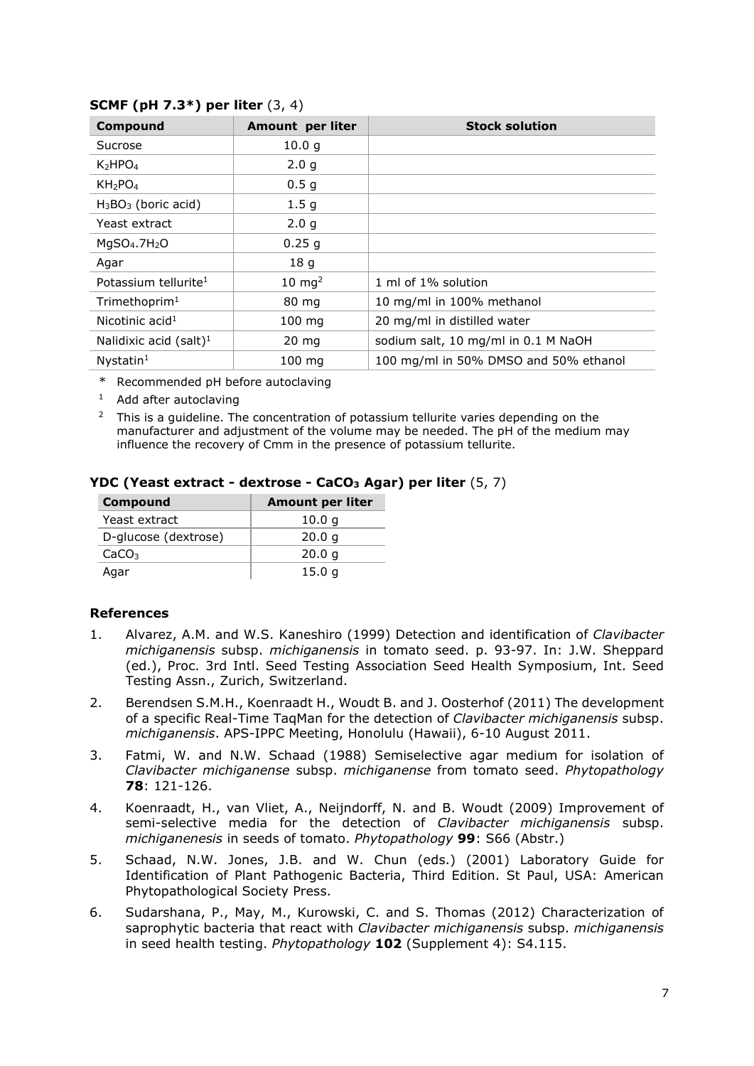**SCMF (pH 7.3*) per liter** (3, 4)

| Compound | Amount per liter | Stock solution |
|---|---|---|
| Sucrose | 10.0 g | |
| $K_2HPO_4$ | 2.0 g | |
| $KH_2PO_4$ | 0.5 g | |
| $H_3BO_3$ (boric acid) | 1.5 g | |
| Yeast extract | 2.0 g | |
| $MgSO_4.7H_2O$ | 0.25 g | |
| Agar | 18 g | |
| Potassium tellurite[1] | 10 mg[2] | 1 ml of 1% solution |
| Trimethoprim[1] | 80 mg | 10 mg/ml in 100% methanol |
| Nicotinic acid[1] | 100 mg | 20 mg/ml in distilled water |
| Nalidixic acid (salt)[1] | 20 mg | sodium salt, 10 mg/ml in 0.1 M NaOH |
| Nystatin[1] | 100 mg | 100 mg/ml in 50% DMSO and 50% ethanol |

\* Recommended pH before autoclaving

[1] Add after autoclaving

[2] This is a guideline. The concentration of potassium tellurite varies depending on the manufacturer and adjustment of the volume may be needed. The pH of the medium may influence the recovery of Cmm in the presence of potassium tellurite.

**YDC (Yeast extract - dextrose - $CaCO_3$ Agar) per liter** (5, 7)

| Compound | Amount per liter |
|---|---|
| Yeast extract | 10.0 g |
| D-glucose (dextrose) | 20.0 g |
| $CaCO_3$ | 20.0 g |
| Agar | 15.0 g |

### References

1. Alvarez, A.M. and W.S. Kaneshiro (1999) Detection and identification of *Clavibacter michiganensis* subsp. *michiganensis* in tomato seed. p. 93-97. In: J.W. Sheppard (ed.), Proc. 3rd Intl. Seed Testing Association Seed Health Symposium, Int. Seed Testing Assn., Zurich, Switzerland.
2. Berendsen S.M.H., Koenraadt H., Woudt B. and J. Oosterhof (2011) The development of a specific Real-Time TaqMan for the detection of *Clavibacter michiganensis* subsp. *michiganensis*. APS-IPPC Meeting, Honolulu (Hawaii), 6-10 August 2011.
3. Fatmi, W. and N.W. Schaad (1988) Semiselective agar medium for isolation of *Clavibacter michiganense* subsp. *michiganense* from tomato seed. *Phytopathology* **78**: 121-126.
4. Koenraadt, H., van Vliet, A., Neijndorff, N. and B. Woudt (2009) Improvement of semi-selective media for the detection of *Clavibacter michiganensis* subsp. *michiganenesis* in seeds of tomato. *Phytopathology* **99**: S66 (Abstr.)
5. Schaad, N.W. Jones, J.B. and W. Chun (eds.) (2001) Laboratory Guide for Identification of Plant Pathogenic Bacteria, Third Edition. St Paul, USA: American Phytopathological Society Press.
6. Sudarshana, P., May, M., Kurowski, C. and S. Thomas (2012) Characterization of saprophytic bacteria that react with *Clavibacter michiganensis* subsp. *michiganensis* in seed health testing. *Phytopathology* **102** (Supplement 4): S4.115.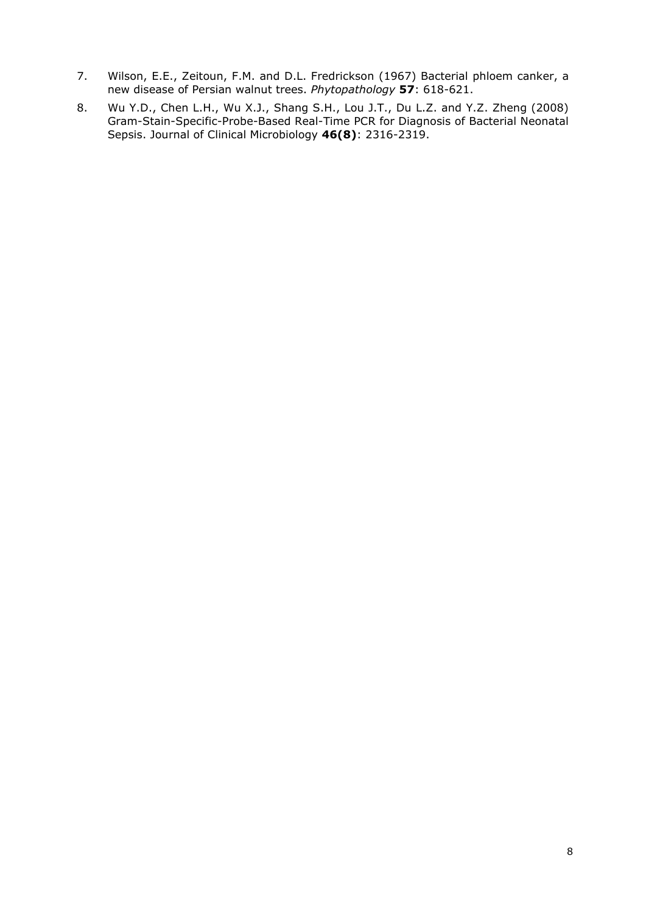7. Wilson, E.E., Zeitoun, F.M. and D.L. Fredrickson (1967) Bacterial phloem canker, a new disease of Persian walnut trees. *Phytopathology* **57**: 618-621.
8. Wu Y.D., Chen L.H., Wu X.J., Shang S.H., Lou J.T., Du L.Z. and Y.Z. Zheng (2008) Gram-Stain-Specific-Probe-Based Real-Time PCR for Diagnosis of Bacterial Neonatal Sepsis. Journal of Clinical Microbiology **46(8)**: 2316-2319.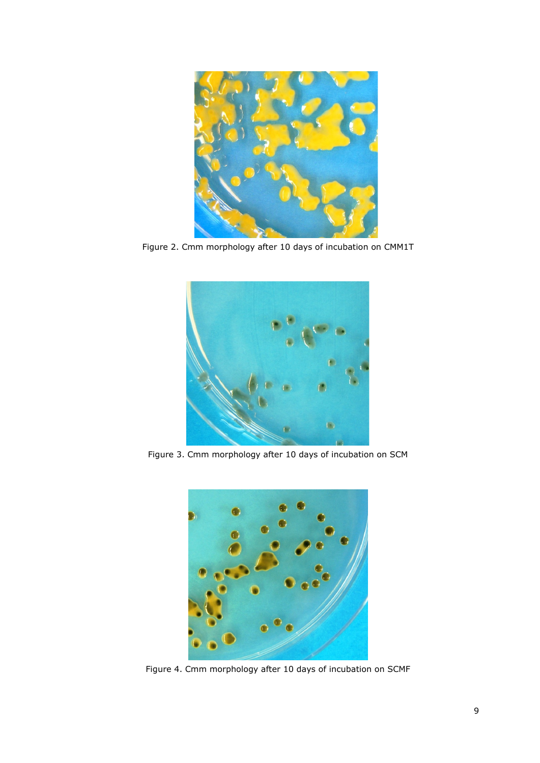Figure 2. Cmm morphology after 10 days of incubation on CMM1T

Figure 3. Cmm morphology after 10 days of incubation on SCM

Figure 4. Cmm morphology after 10 days of incubation on SCMF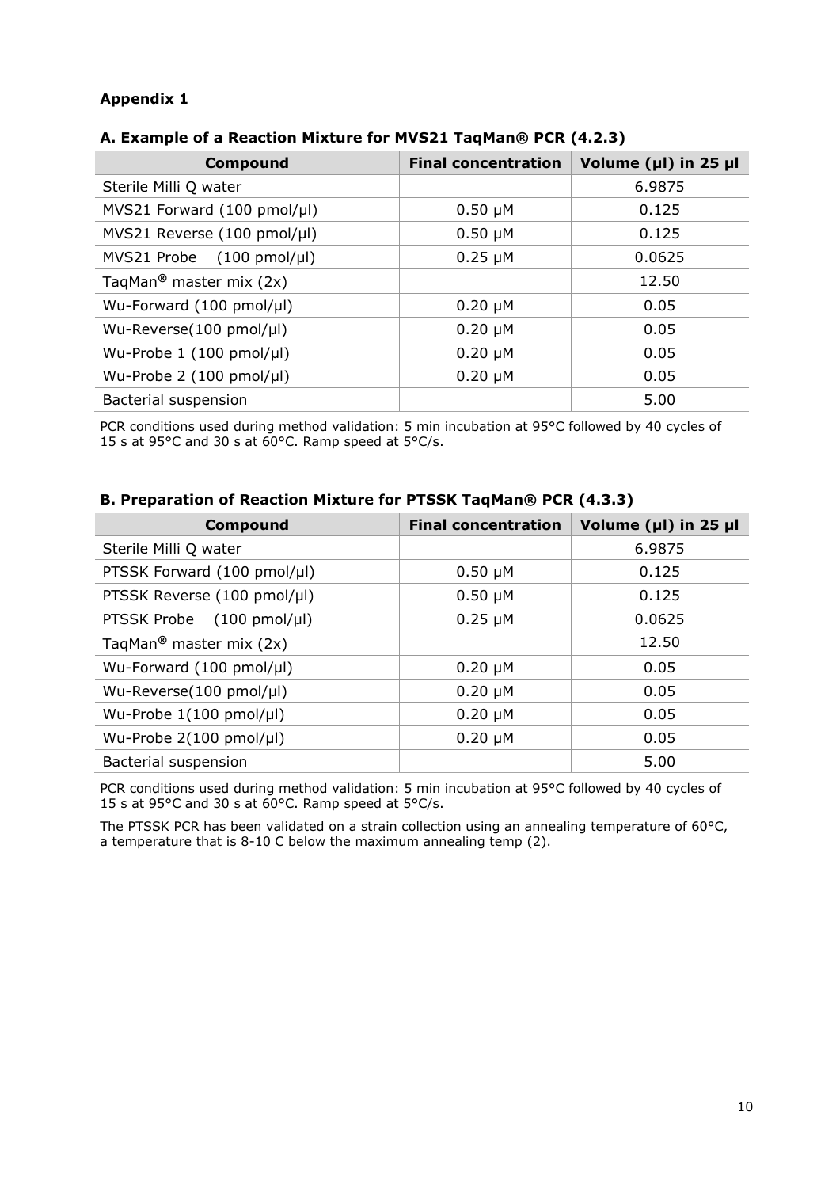## Appendix 1

### A. Example of a Reaction Mixture for MVS21 TaqMan® PCR (4.2.3)

| Compound | Final concentration | Volume (µl) in 25 µl |
|---|---|---|
| Sterile Milli Q water | | 6.9875 |
| MVS21 Forward (100 pmol/µl) | 0.50 µM | 0.125 |
| MVS21 Reverse (100 pmol/µl) | 0.50 µM | 0.125 |
| MVS21 Probe (100 pmol/µl) | 0.25 µM | 0.0625 |
| TaqMan® master mix (2x) | | 12.50 |
| Wu-Forward (100 pmol/µl) | 0.20 µM | 0.05 |
| Wu-Reverse(100 pmol/µl) | 0.20 µM | 0.05 |
| Wu-Probe 1 (100 pmol/µl) | 0.20 µM | 0.05 |
| Wu-Probe 2 (100 pmol/µl) | 0.20 µM | 0.05 |
| Bacterial suspension | | 5.00 |

PCR conditions used during method validation: 5 min incubation at 95°C followed by 40 cycles of 15 s at 95°C and 30 s at 60°C. Ramp speed at 5°C/s.

### B. Preparation of Reaction Mixture for PTSSK TaqMan® PCR (4.3.3)

| Compound | Final concentration | Volume (µl) in 25 µl |
|---|---|---|
| Sterile Milli Q water | | 6.9875 |
| PTSSK Forward (100 pmol/µl) | 0.50 µM | 0.125 |
| PTSSK Reverse (100 pmol/µl) | 0.50 µM | 0.125 |
| PTSSK Probe (100 pmol/µl) | 0.25 µM | 0.0625 |
| TaqMan® master mix (2x) | | 12.50 |
| Wu-Forward (100 pmol/µl) | 0.20 µM | 0.05 |
| Wu-Reverse(100 pmol/µl) | 0.20 µM | 0.05 |
| Wu-Probe 1(100 pmol/µl) | 0.20 µM | 0.05 |
| Wu-Probe 2(100 pmol/µl) | 0.20 µM | 0.05 |
| Bacterial suspension | | 5.00 |

PCR conditions used during method validation: 5 min incubation at 95°C followed by 40 cycles of 15 s at 95°C and 30 s at 60°C. Ramp speed at 5°C/s.

The PTSSK PCR has been validated on a strain collection using an annealing temperature of 60°C, a temperature that is 8-10 C below the maximum annealing temp (2).